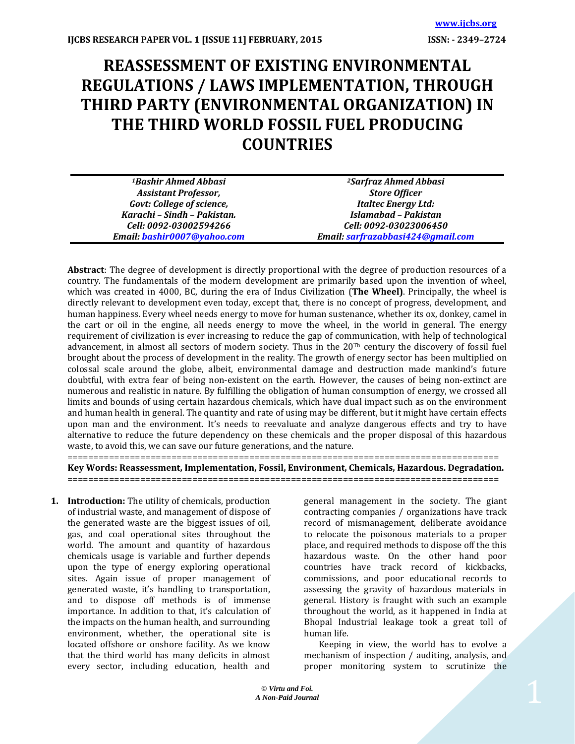# REASSESSMENT OF EXISTING ENVIRONMENTAL REGULATIONS / LAWS IMPLEMENTATION, THROUGH THIRD PARTY (ENVIRONMENTAL ORGANIZATION) IN THE THIRD WORLD FOSSIL FUEL PRODUCING COUNTRIES

| [1]Bashir Ahmed Abbasi | [2]Sarfraz Ahmed Abbasi |
|---|---|
| Assistant Professor, | Store Officer |
| Govt: College of science, | Italtec Energy Ltd: |
| Karachi – Sindh – Pakistan. | Islamabad – Pakistan |
| Cell: 0092-03002594266 | Cell: 0092-03023006450 |
| Email: bashir0007@yahoo.com | Email: sarfrazabbasi424@gmail.com |

**Abstract**: The degree of development is directly proportional with the degree of production resources of a country. The fundamentals of the modern development are primarily based upon the invention of wheel, which was created in 4000, BC, during the era of Indus Civilization (**The Wheel)**. Principally, the wheel is directly relevant to development even today, except that, there is no concept of progress, development, and human happiness. Every wheel needs energy to move for human sustenance, whether its ox, donkey, camel in the cart or oil in the engine, all needs energy to move the wheel, in the world in general. The energy requirement of civilization is ever increasing to reduce the gap of communication, with help of technological advancement, in almost all sectors of modern society. Thus in the 20[Th] century the discovery of fossil fuel brought about the process of development in the reality. The growth of energy sector has been multiplied on colossal scale around the globe, albeit, environmental damage and destruction made mankind's future doubtful, with extra fear of being non-existent on the earth. However, the causes of being non-extinct are numerous and realistic in nature. By fulfilling the obligation of human consumption of energy, we crossed all limits and bounds of using certain hazardous chemicals, which have dual impact such as on the environment and human health in general. The quantity and rate of using may be different, but it might have certain effects upon man and the environment. It's needs to reevaluate and analyze dangerous effects and try to have alternative to reduce the future dependency on these chemicals and the proper disposal of this hazardous waste, to avoid this, we can save our future generations, and the nature.

**Key Words: Reassessment, Implementation, Fossil, Environment, Chemicals, Hazardous. Degradation.**

1. **Introduction:** The utility of chemicals, production of industrial waste, and management of dispose of the generated waste are the biggest issues of oil, gas, and coal operational sites throughout the world. The amount and quantity of hazardous chemicals usage is variable and further depends upon the type of energy exploring operational sites. Again issue of proper management of generated waste, it's handling to transportation, and to dispose off methods is of immense importance. In addition to that, it's calculation of the impacts on the human health, and surrounding environment, whether, the operational site is located offshore or onshore facility. As we know that the third world has many deficits in almost every sector, including education, health and general management in the society. The giant contracting companies / organizations have track record of mismanagement, deliberate avoidance to relocate the poisonous materials to a proper place, and required methods to dispose off the this hazardous waste. On the other hand poor countries have track record of kickbacks, commissions, and poor educational records to assessing the gravity of hazardous materials in general. History is fraught with such an example throughout the world, as it happened in India at Bhopal Industrial leakage took a great toll of human life.

   Keeping in view, the world has to evolve a mechanism of inspection / auditing, analysis, and proper monitoring system to scrutinize the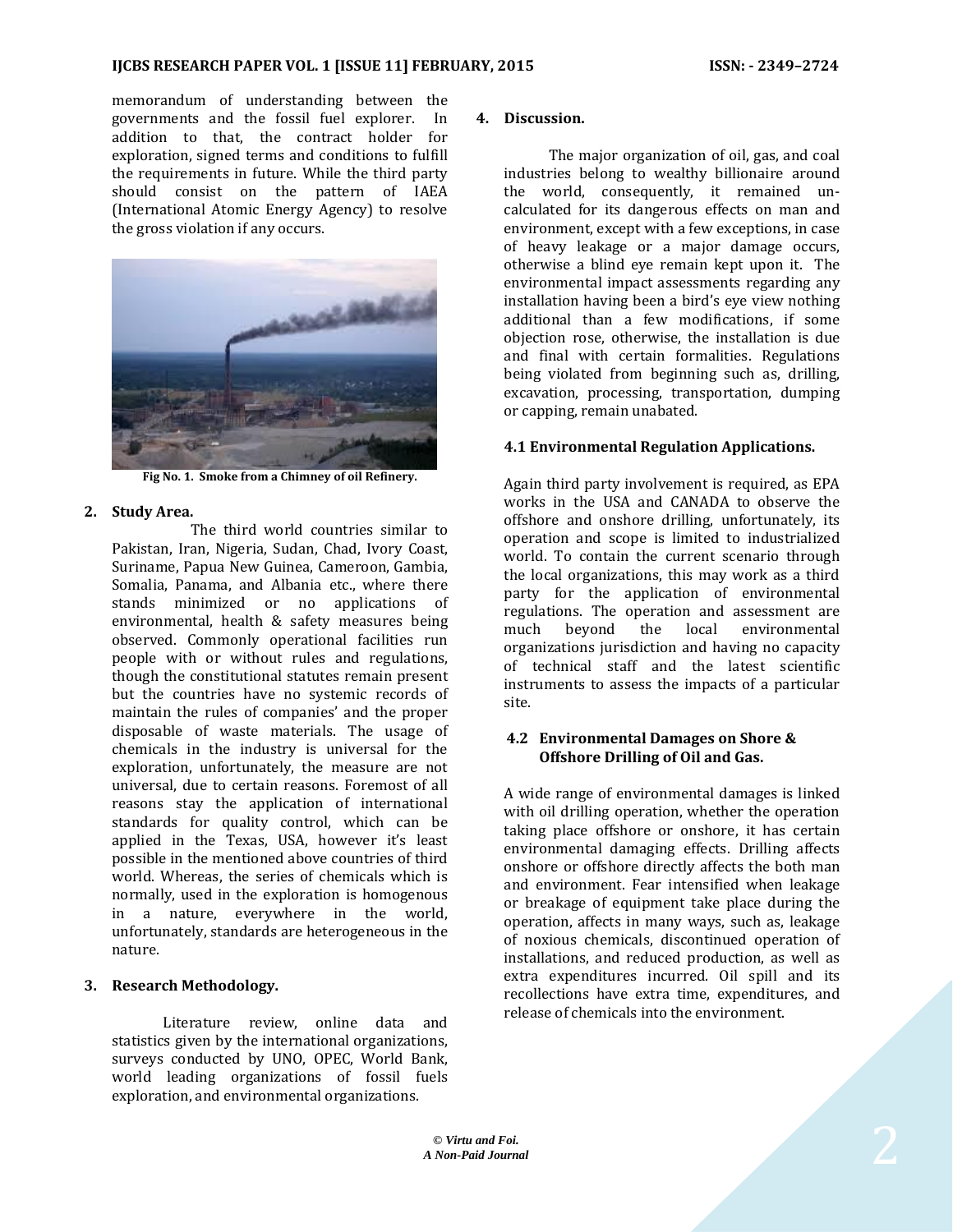memorandum of understanding between the governments and the fossil fuel explorer. In addition to that, the contract holder for exploration, signed terms and conditions to fulfill the requirements in future. While the third party should consist on the pattern of IAEA (International Atomic Energy Agency) to resolve the gross violation if any occurs.

**Fig No. 1. Smoke from a Chimney of oil Refinery.**

## 2. Study Area.

The third world countries similar to Pakistan, Iran, Nigeria, Sudan, Chad, Ivory Coast, Suriname, Papua New Guinea, Cameroon, Gambia, Somalia, Panama, and Albania etc., where there stands minimized or no applications of environmental, health & safety measures being observed. Commonly operational facilities run people with or without rules and regulations, though the constitutional statutes remain present but the countries have no systemic records of maintain the rules of companies' and the proper disposable of waste materials. The usage of chemicals in the industry is universal for the exploration, unfortunately, the measure are not universal, due to certain reasons. Foremost of all reasons stay the application of international standards for quality control, which can be applied in the Texas, USA, however it's least possible in the mentioned above countries of third world. Whereas, the series of chemicals which is normally, used in the exploration is homogenous in a nature, everywhere in the world, unfortunately, standards are heterogeneous in the nature.

## 3. Research Methodology.

Literature review, online data and statistics given by the international organizations, surveys conducted by UNO, OPEC, World Bank, world leading organizations of fossil fuels exploration, and environmental organizations.

## 4. Discussion.

The major organization of oil, gas, and coal industries belong to wealthy billionaire around the world, consequently, it remained un-calculated for its dangerous effects on man and environment, except with a few exceptions, in case of heavy leakage or a major damage occurs, otherwise a blind eye remain kept upon it. The environmental impact assessments regarding any installation having been a bird's eye view nothing additional than a few modifications, if some objection rose, otherwise, the installation is due and final with certain formalities. Regulations being violated from beginning such as, drilling, excavation, processing, transportation, dumping or capping, remain unabated.

### 4.1 Environmental Regulation Applications.

Again third party involvement is required, as EPA works in the USA and CANADA to observe the offshore and onshore drilling, unfortunately, its operation and scope is limited to industrialized world. To contain the current scenario through the local organizations, this may work as a third party for the application of environmental regulations. The operation and assessment are much beyond the local environmental organizations jurisdiction and having no capacity of technical staff and the latest scientific instruments to assess the impacts of a particular site.

### 4.2 Environmental Damages on Shore & Offshore Drilling of Oil and Gas.

A wide range of environmental damages is linked with oil drilling operation, whether the operation taking place offshore or onshore, it has certain environmental damaging effects. Drilling affects onshore or offshore directly affects the both man and environment. Fear intensified when leakage or breakage of equipment take place during the operation, affects in many ways, such as, leakage of noxious chemicals, discontinued operation of installations, and reduced production, as well as extra expenditures incurred. Oil spill and its recollections have extra time, expenditures, and release of chemicals into the environment.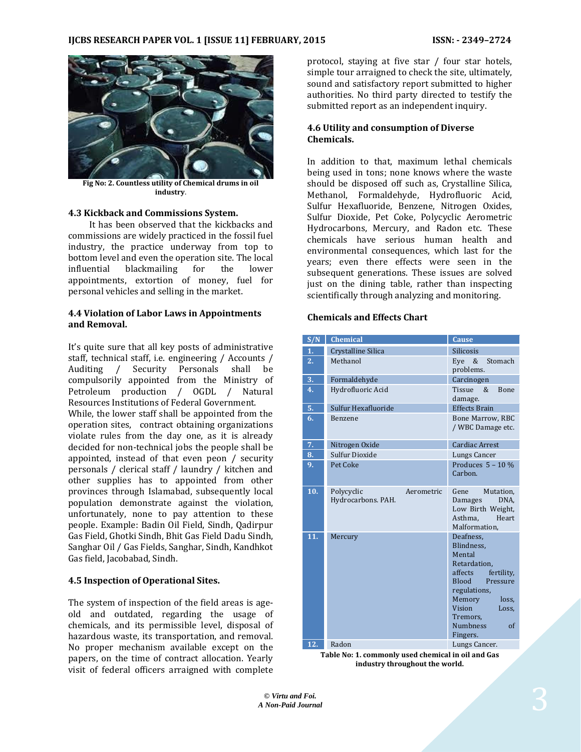Fig No: 2. Countless utility of Chemical drums in oil industry.

### 4.3 Kickback and Commissions System.

It has been observed that the kickbacks and commissions are widely practiced in the fossil fuel industry, the practice underway from top to bottom level and even the operation site. The local influential blackmailing for the lower appointments, extortion of money, fuel for personal vehicles and selling in the market.

### 4.4 Violation of Labor Laws in Appointments and Removal.

It's quite sure that all key posts of administrative staff, technical staff, i.e. engineering / Accounts / Auditing / Security Personals shall be compulsorily appointed from the Ministry of Petroleum production / OGDL / Natural Resources Institutions of Federal Government. While, the lower staff shall be appointed from the operation sites, contract obtaining organizations violate rules from the day one, as it is already decided for non-technical jobs the people shall be appointed, instead of that even peon / security personals / clerical staff / laundry / kitchen and other supplies has to appointed from other provinces through Islamabad, subsequently local population demonstrate against the violation, unfortunately, none to pay attention to these people. Example: Badin Oil Field, Sindh, Qadirpur Gas Field, Ghotki Sindh, Bhit Gas Field Dadu Sindh, Sanghar Oil / Gas Fields, Sanghar, Sindh, Kandhkot Gas field, Jacobabad, Sindh.

### 4.5 Inspection of Operational Sites.

The system of inspection of the field areas is age-old and outdated, regarding the usage of chemicals, and its permissible level, disposal of hazardous waste, its transportation, and removal. No proper mechanism available except on the papers, on the time of contract allocation. Yearly visit of federal officers arraigned with complete protocol, staying at five star / four star hotels, simple tour arraigned to check the site, ultimately, sound and satisfactory report submitted to higher authorities. No third party directed to testify the submitted report as an independent inquiry.

### 4.6 Utility and consumption of Diverse Chemicals.

In addition to that, maximum lethal chemicals being used in tons; none knows where the waste should be disposed off such as, Crystalline Silica, Methanol, Formaldehyde, Hydrofluoric Acid, Sulfur Hexafluoride, Benzene, Nitrogen Oxides, Sulfur Dioxide, Pet Coke, Polycyclic Aerometric Hydrocarbons, Mercury, and Radon etc. These chemicals have serious human health and environmental consequences, which last for the years; even there effects were seen in the subsequent generations. These issues are solved just on the dining table, rather than inspecting scientifically through analyzing and monitoring.

### Chemicals and Effects Chart

| S/N | Chemical | Cause |
|---|---|---|
| 1. | Crystalline Silica | Silicosis |
| 2. | Methanol | Eye & Stomach problems. |
| 3. | Formaldehyde | Carcinogen |
| 4. | Hydrofluoric Acid | Tissue & Bone damage. |
| 5. | Sulfur Hexafluoride | Effects Brain |
| 6. | Benzene | Bone Marrow, RBC / WBC Damage etc. |
| 7. | Nitrogen Oxide | Cardiac Arrest |
| 8. | Sulfur Dioxide | Lungs Cancer |
| 9. | Pet Coke | Produces 5 – 10 % Carbon. |
| 10. | Polycyclic Aerometric Hydrocarbons. PAH. | Gene Mutation, Damages DNA, Low Birth Weight, Asthma, Heart Malformation, |
| 11. | Mercury | Deafness, Blindness, Mental Retardation, affects fertility, Blood Pressure regulations, Memory loss, Vision Loss, Tremors, Numbness of Fingers. |
| 12. | Radon | Lungs Cancer. |

Table No: 1. commonly used chemical in oil and Gas industry throughout the world.

*© Virtu and Foi.*
*A Non-Paid Journal*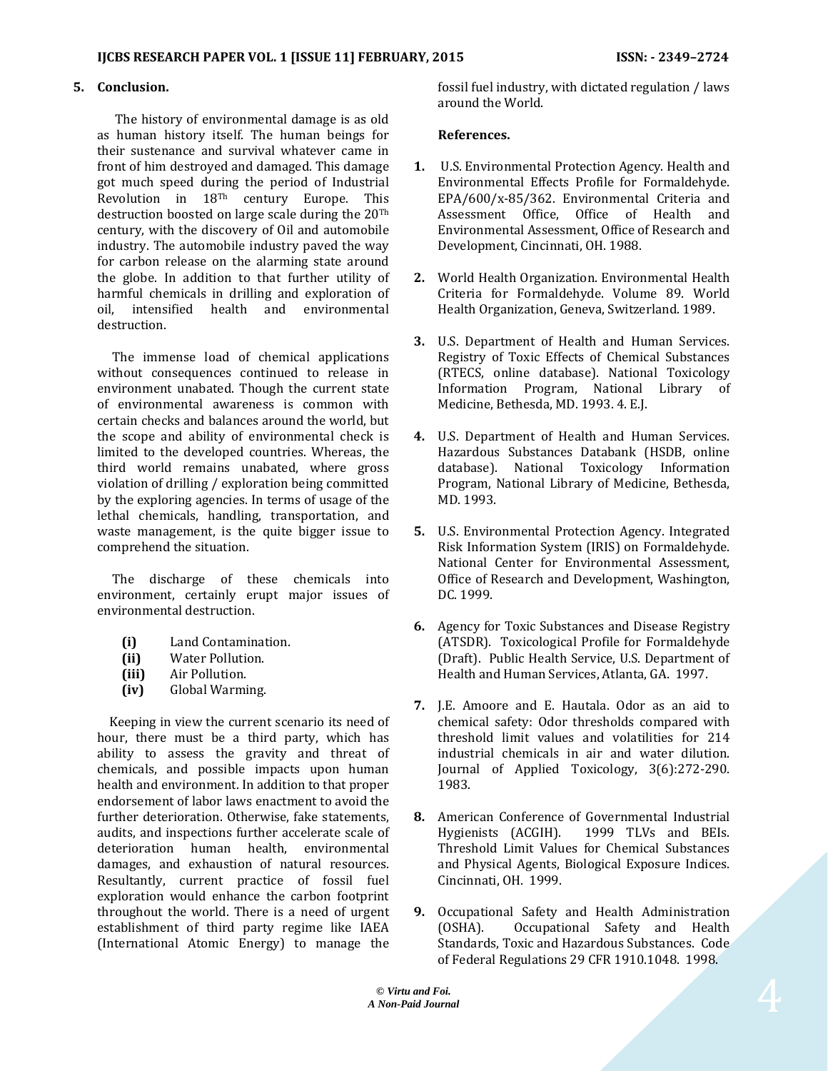## 5. Conclusion.

The history of environmental damage is as old as human history itself. The human beings for their sustenance and survival whatever came in front of him destroyed and damaged. This damage got much speed during the period of Industrial Revolution in 18Th century Europe. This destruction boosted on large scale during the 20Th century, with the discovery of Oil and automobile industry. The automobile industry paved the way for carbon release on the alarming state around the globe. In addition to that further utility of harmful chemicals in drilling and exploration of oil, intensified health and environmental destruction.

The immense load of chemical applications without consequences continued to release in environment unabated. Though the current state of environmental awareness is common with certain checks and balances around the world, but the scope and ability of environmental check is limited to the developed countries. Whereas, the third world remains unabated, where gross violation of drilling / exploration being committed by the exploring agencies. In terms of usage of the lethal chemicals, handling, transportation, and waste management, is the quite bigger issue to comprehend the situation.

The discharge of these chemicals into environment, certainly erupt major issues of environmental destruction.

- **(i)** Land Contamination.
- **(ii)** Water Pollution.
- **(iii)** Air Pollution.
- **(iv)** Global Warming.

Keeping in view the current scenario its need of hour, there must be a third party, which has ability to assess the gravity and threat of chemicals, and possible impacts upon human health and environment. In addition to that proper endorsement of labor laws enactment to avoid the further deterioration. Otherwise, fake statements, audits, and inspections further accelerate scale of deterioration human health, environmental damages, and exhaustion of natural resources. Resultantly, current practice of fossil fuel exploration would enhance the carbon footprint throughout the world. There is a need of urgent establishment of third party regime like IAEA (International Atomic Energy) to manage the fossil fuel industry, with dictated regulation / laws around the World.

### References.

1. U.S. Environmental Protection Agency. Health and Environmental Effects Profile for Formaldehyde. EPA/600/x-85/362. Environmental Criteria and Assessment Office, Office of Health and Environmental Assessment, Office of Research and Development, Cincinnati, OH. 1988.
2. World Health Organization. Environmental Health Criteria for Formaldehyde. Volume 89. World Health Organization, Geneva, Switzerland. 1989.
3. U.S. Department of Health and Human Services. Registry of Toxic Effects of Chemical Substances (RTECS, online database). National Toxicology Information Program, National Library of Medicine, Bethesda, MD. 1993. 4. E.J.
4. U.S. Department of Health and Human Services. Hazardous Substances Databank (HSDB, online database). National Toxicology Information Program, National Library of Medicine, Bethesda, MD. 1993.
5. U.S. Environmental Protection Agency. Integrated Risk Information System (IRIS) on Formaldehyde. National Center for Environmental Assessment, Office of Research and Development, Washington, DC. 1999.
6. Agency for Toxic Substances and Disease Registry (ATSDR). Toxicological Profile for Formaldehyde (Draft). Public Health Service, U.S. Department of Health and Human Services, Atlanta, GA. 1997.
7. J.E. Amoore and E. Hautala. Odor as an aid to chemical safety: Odor thresholds compared with threshold limit values and volatilities for 214 industrial chemicals in air and water dilution. Journal of Applied Toxicology, 3(6):272-290. 1983.
8. American Conference of Governmental Industrial Hygienists (ACGIH). 1999 TLVs and BEIs. Threshold Limit Values for Chemical Substances and Physical Agents, Biological Exposure Indices. Cincinnati, OH. 1999.
9. Occupational Safety and Health Administration (OSHA). Occupational Safety and Health Standards, Toxic and Hazardous Substances. Code of Federal Regulations 29 CFR 1910.1048. 1998.